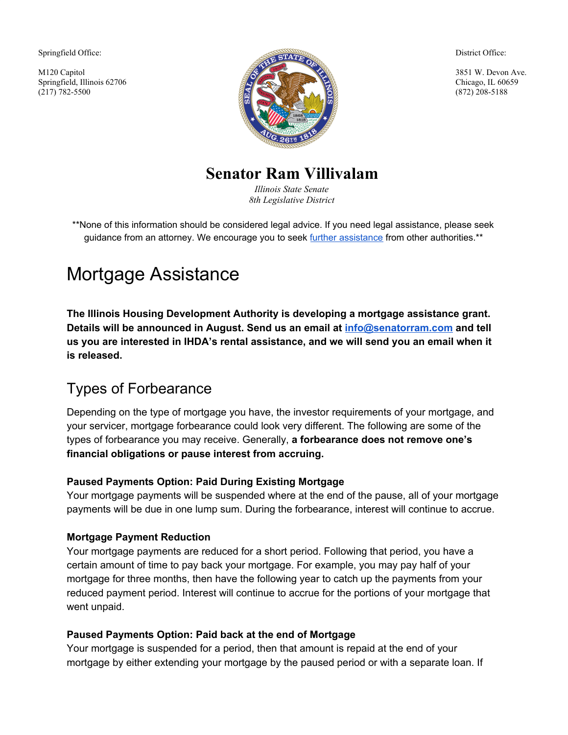Springfield Office:

M120 Capitol
Springfield, Illinois 62706
(217) 782-5500

District Office:

3851 W. Devon Ave.
Chicago, IL 60659
(872) 208-5188

# Senator Ram Villivalam

*Illinois State Senate*
*8th Legislative District*

**None of this information should be considered legal advice. If you need legal assistance, please seek guidance from an attorney. We encourage you to seek further assistance from other authorities.**

# Mortgage Assistance

**The Illinois Housing Development Authority is developing a mortgage assistance grant. Details will be announced in August. Send us an email at info@senatorram.com and tell us you are interested in IHDA's rental assistance, and we will send you an email when it is released.**

## Types of Forbearance

Depending on the type of mortgage you have, the investor requirements of your mortgage, and your servicer, mortgage forbearance could look very different. The following are some of the types of forbearance you may receive. Generally, **a forbearance does not remove one's financial obligations or pause interest from accruing.**

### Paused Payments Option: Paid During Existing Mortgage

Your mortgage payments will be suspended where at the end of the pause, all of your mortgage payments will be due in one lump sum. During the forbearance, interest will continue to accrue.

### Mortgage Payment Reduction

Your mortgage payments are reduced for a short period. Following that period, you have a certain amount of time to pay back your mortgage. For example, you may pay half of your mortgage for three months, then have the following year to catch up the payments from your reduced payment period. Interest will continue to accrue for the portions of your mortgage that went unpaid.

### Paused Payments Option: Paid back at the end of Mortgage

Your mortgage is suspended for a period, then that amount is repaid at the end of your mortgage by either extending your mortgage by the paused period or with a separate loan. If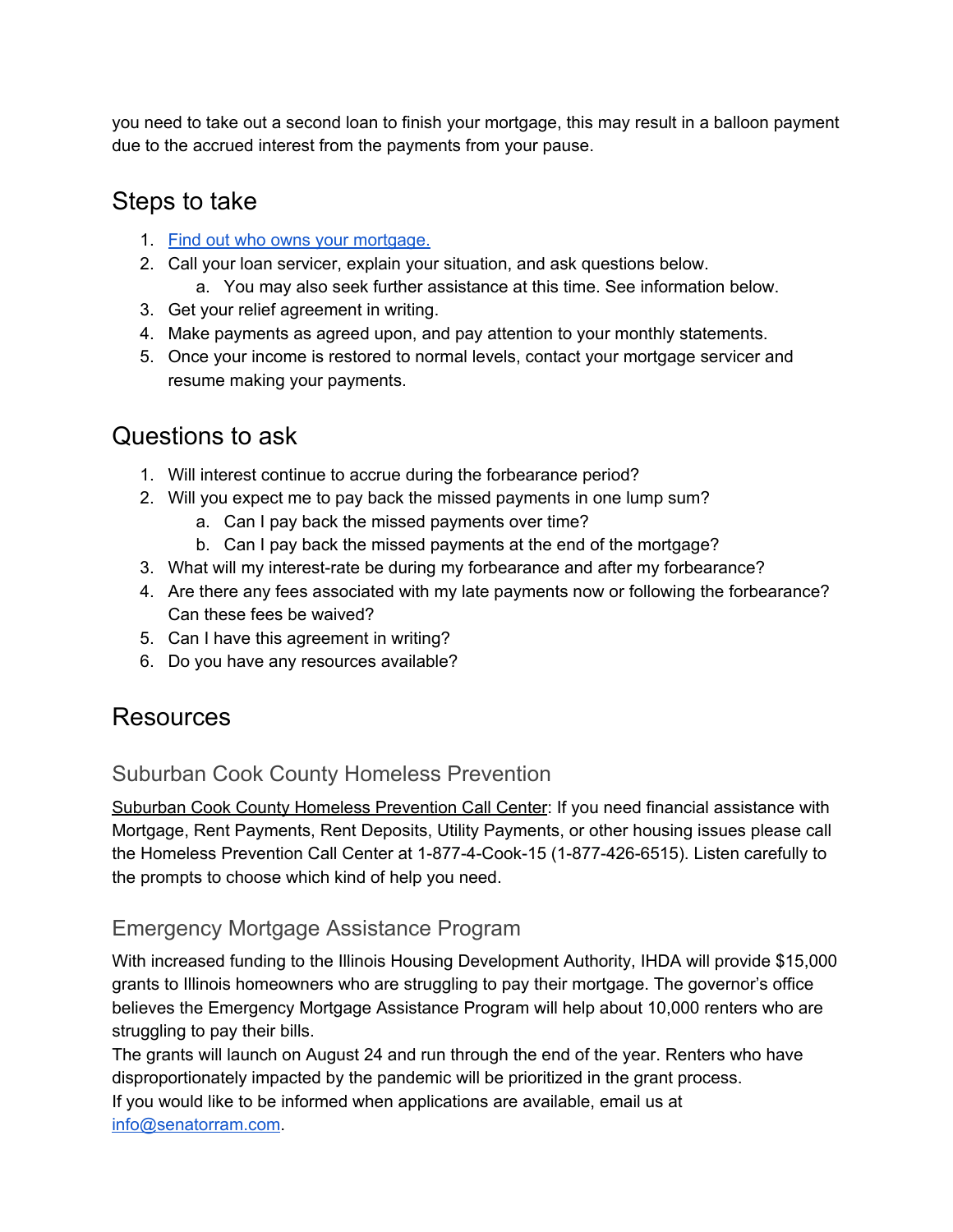you need to take out a second loan to finish your mortgage, this may result in a balloon payment due to the accrued interest from the payments from your pause.

## Steps to take

1. [Find out who owns your mortgage.]()
2. Call your loan servicer, explain your situation, and ask questions below.
   a. You may also seek further assistance at this time. See information below.
3. Get your relief agreement in writing.
4. Make payments as agreed upon, and pay attention to your monthly statements.
5. Once your income is restored to normal levels, contact your mortgage servicer and resume making your payments.

## Questions to ask

1. Will interest continue to accrue during the forbearance period?
2. Will you expect me to pay back the missed payments in one lump sum?
   a. Can I pay back the missed payments over time?
   b. Can I pay back the missed payments at the end of the mortgage?
3. What will my interest-rate be during my forbearance and after my forbearance?
4. Are there any fees associated with my late payments now or following the forbearance? Can these fees be waived?
5. Can I have this agreement in writing?
6. Do you have any resources available?

## Resources

### Suburban Cook County Homeless Prevention

Suburban Cook County Homeless Prevention Call Center: If you need financial assistance with Mortgage, Rent Payments, Rent Deposits, Utility Payments, or other housing issues please call the Homeless Prevention Call Center at 1-877-4-Cook-15 (1-877-426-6515). Listen carefully to the prompts to choose which kind of help you need.

### Emergency Mortgage Assistance Program

With increased funding to the Illinois Housing Development Authority, IHDA will provide $15,000 grants to Illinois homeowners who are struggling to pay their mortgage. The governor's office believes the Emergency Mortgage Assistance Program will help about 10,000 renters who are struggling to pay their bills.

The grants will launch on August 24 and run through the end of the year. Renters who have disproportionately impacted by the pandemic will be prioritized in the grant process.

If you would like to be informed when applications are available, email us at info@senatorram.com.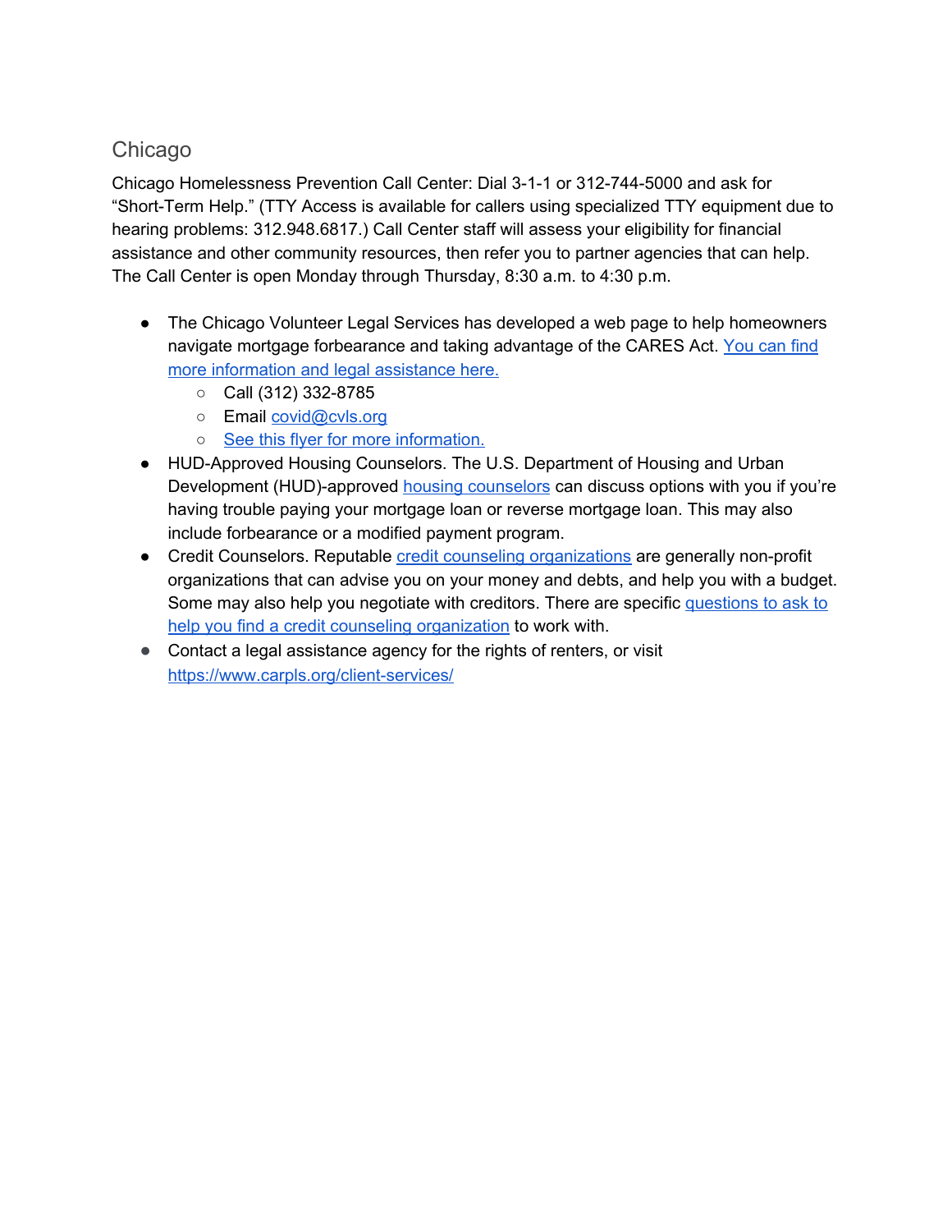## Chicago

Chicago Homelessness Prevention Call Center: Dial 3-1-1 or 312-744-5000 and ask for "Short-Term Help." (TTY Access is available for callers using specialized TTY equipment due to hearing problems: 312.948.6817.) Call Center staff will assess your eligibility for financial assistance and other community resources, then refer you to partner agencies that can help. The Call Center is open Monday through Thursday, 8:30 a.m. to 4:30 p.m.

- The Chicago Volunteer Legal Services has developed a web page to help homeowners navigate mortgage forbearance and taking advantage of the CARES Act. You can find more information and legal assistance here.
  - Call (312) 332-8785
  - Email covid@cvls.org
  - See this flyer for more information.
- HUD-Approved Housing Counselors. The U.S. Department of Housing and Urban Development (HUD)-approved housing counselors can discuss options with you if you're having trouble paying your mortgage loan or reverse mortgage loan. This may also include forbearance or a modified payment program.
- Credit Counselors. Reputable credit counseling organizations are generally non-profit organizations that can advise you on your money and debts, and help you with a budget. Some may also help you negotiate with creditors. There are specific questions to ask to help you find a credit counseling organization to work with.
- Contact a legal assistance agency for the rights of renters, or visit https://www.carpls.org/client-services/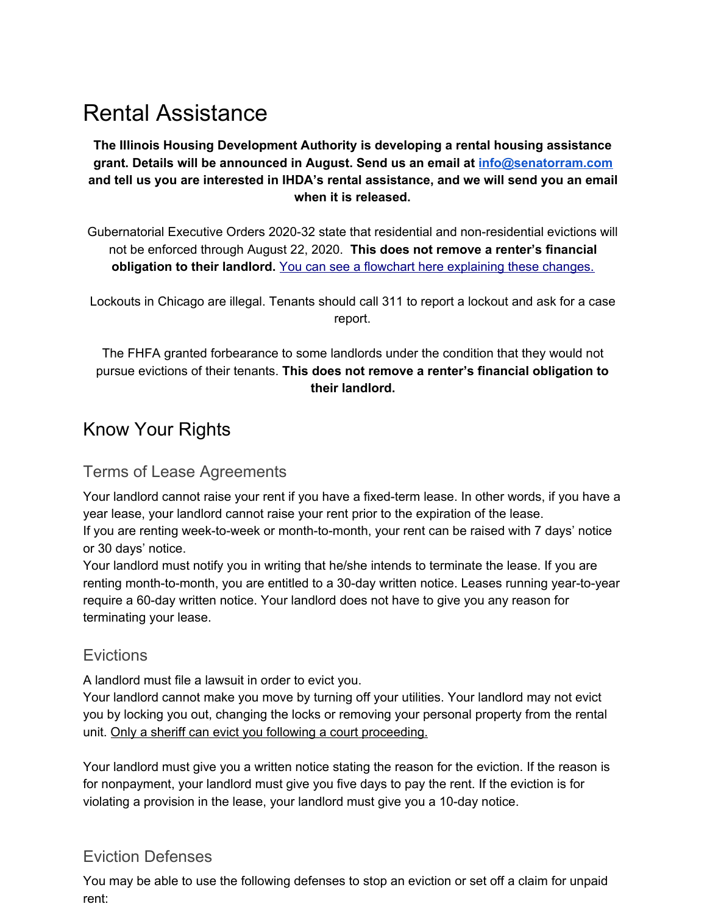# Rental Assistance

**The Illinois Housing Development Authority is developing a rental housing assistance grant. Details will be announced in August. Send us an email at [info@senatorram.com](mailto:info@senatorram.com) and tell us you are interested in IHDA's rental assistance, and we will send you an email when it is released.**

Gubernatorial Executive Orders 2020-32 state that residential and non-residential evictions will not be enforced through August 22, 2020. **This does not remove a renter's financial obligation to their landlord.** You can see a flowchart here explaining these changes.

Lockouts in Chicago are illegal. Tenants should call 311 to report a lockout and ask for a case report.

The FHFA granted forbearance to some landlords under the condition that they would not pursue evictions of their tenants. **This does not remove a renter's financial obligation to their landlord.**

# Know Your Rights

## Terms of Lease Agreements

Your landlord cannot raise your rent if you have a fixed-term lease. In other words, if you have a year lease, your landlord cannot raise your rent prior to the expiration of the lease.
If you are renting week-to-week or month-to-month, your rent can be raised with 7 days' notice or 30 days' notice.
Your landlord must notify you in writing that he/she intends to terminate the lease. If you are renting month-to-month, you are entitled to a 30-day written notice. Leases running year-to-year require a 60-day written notice. Your landlord does not have to give you any reason for terminating your lease.

## Evictions

A landlord must file a lawsuit in order to evict you.
Your landlord cannot make you move by turning off your utilities. Your landlord may not evict you by locking you out, changing the locks or removing your personal property from the rental unit. Only a sheriff can evict you following a court proceeding.

Your landlord must give you a written notice stating the reason for the eviction. If the reason is for nonpayment, your landlord must give you five days to pay the rent. If the eviction is for violating a provision in the lease, your landlord must give you a 10-day notice.

## Eviction Defenses

You may be able to use the following defenses to stop an eviction or set off a claim for unpaid rent: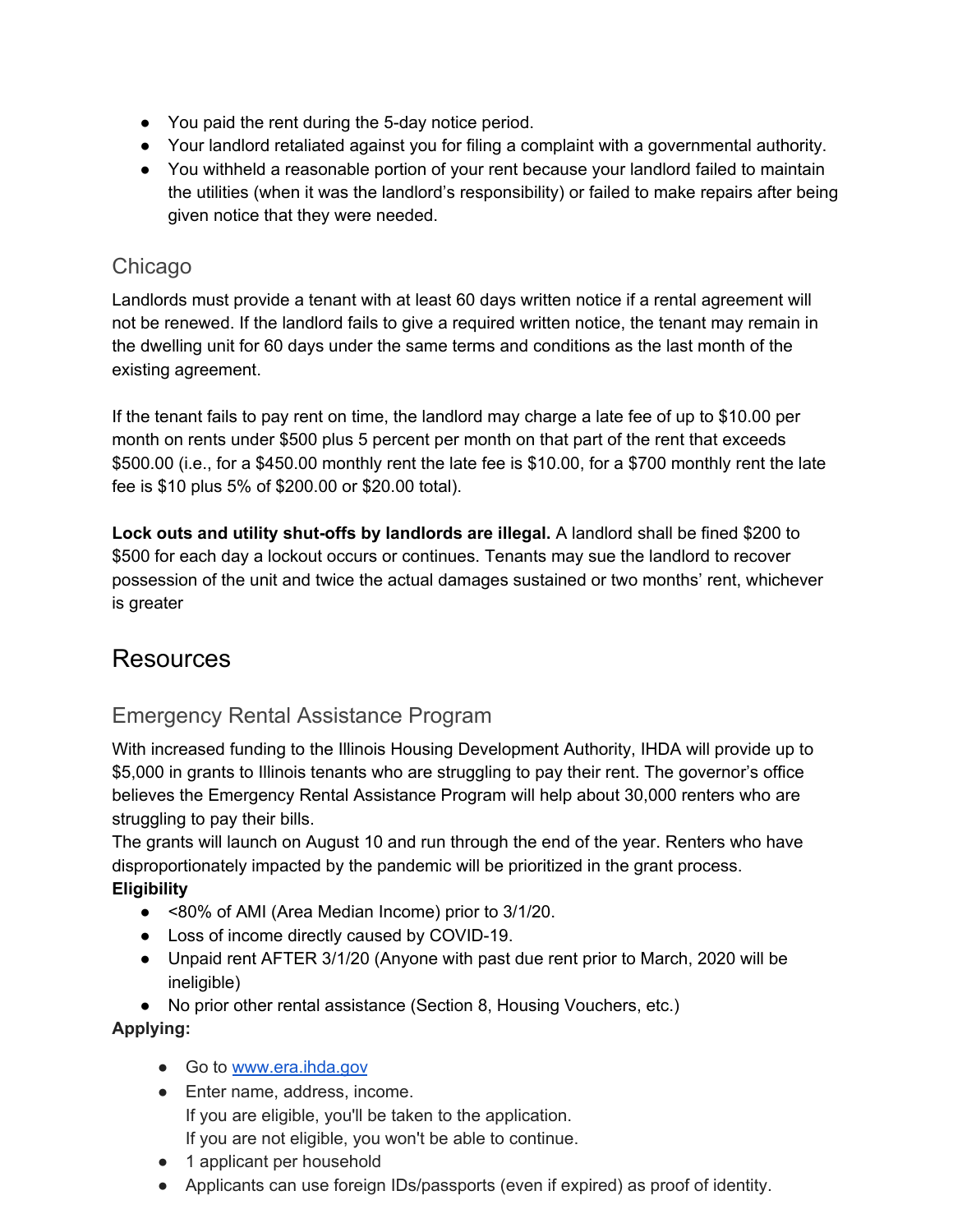- You paid the rent during the 5-day notice period.
- Your landlord retaliated against you for filing a complaint with a governmental authority.
- You withheld a reasonable portion of your rent because your landlord failed to maintain the utilities (when it was the landlord's responsibility) or failed to make repairs after being given notice that they were needed.

### Chicago

Landlords must provide a tenant with at least 60 days written notice if a rental agreement will not be renewed. If the landlord fails to give a required written notice, the tenant may remain in the dwelling unit for 60 days under the same terms and conditions as the last month of the existing agreement.

If the tenant fails to pay rent on time, the landlord may charge a late fee of up to $10.00 per month on rents under $500 plus 5 percent per month on that part of the rent that exceeds $500.00 (i.e., for a $450.00 monthly rent the late fee is $10.00, for a $700 monthly rent the late fee is $10 plus 5% of $200.00 or $20.00 total).

**Lock outs and utility shut-offs by landlords are illegal.** A landlord shall be fined $200 to $500 for each day a lockout occurs or continues. Tenants may sue the landlord to recover possession of the unit and twice the actual damages sustained or two months' rent, whichever is greater

## Resources

### Emergency Rental Assistance Program

With increased funding to the Illinois Housing Development Authority, IHDA will provide up to $5,000 in grants to Illinois tenants who are struggling to pay their rent. The governor's office believes the Emergency Rental Assistance Program will help about 30,000 renters who are struggling to pay their bills.
The grants will launch on August 10 and run through the end of the year. Renters who have disproportionately impacted by the pandemic will be prioritized in the grant process.

**Eligibility**

- <80% of AMI (Area Median Income) prior to 3/1/20.
- Loss of income directly caused by COVID-19.
- Unpaid rent AFTER 3/1/20 (Anyone with past due rent prior to March, 2020 will be ineligible)
- No prior other rental assistance (Section 8, Housing Vouchers, etc.)

**Applying:**

- Go to [www.era.ihda.gov](http://www.era.ihda.gov)
- Enter name, address, income.
  If you are eligible, you'll be taken to the application.
  If you are not eligible, you won't be able to continue.
- 1 applicant per household
- Applicants can use foreign IDs/passports (even if expired) as proof of identity.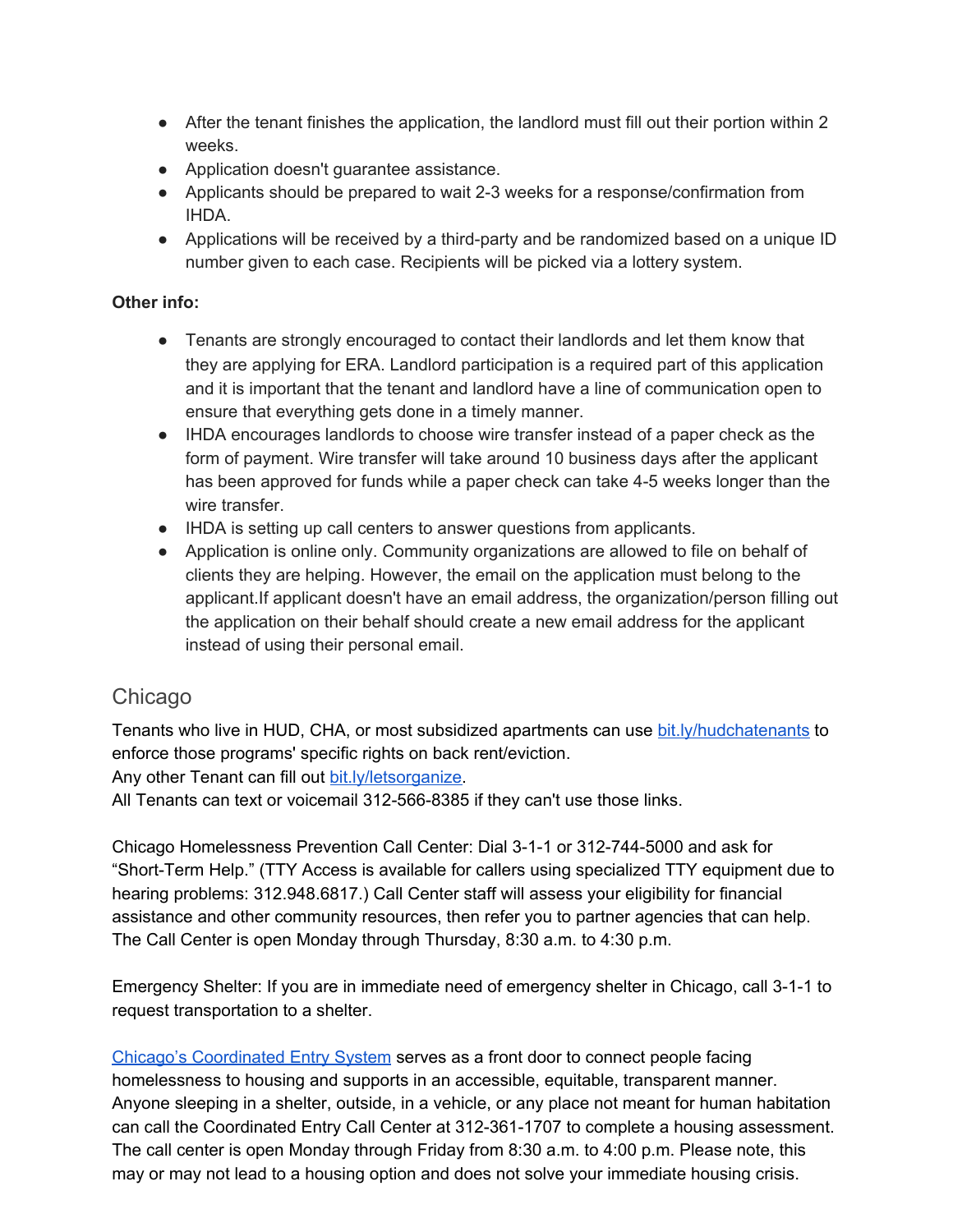- After the tenant finishes the application, the landlord must fill out their portion within 2 weeks.
- Application doesn't guarantee assistance.
- Applicants should be prepared to wait 2-3 weeks for a response/confirmation from IHDA.
- Applications will be received by a third-party and be randomized based on a unique ID number given to each case. Recipients will be picked via a lottery system.

**Other info:**

- Tenants are strongly encouraged to contact their landlords and let them know that they are applying for ERA. Landlord participation is a required part of this application and it is important that the tenant and landlord have a line of communication open to ensure that everything gets done in a timely manner.
- IHDA encourages landlords to choose wire transfer instead of a paper check as the form of payment. Wire transfer will take around 10 business days after the applicant has been approved for funds while a paper check can take 4-5 weeks longer than the wire transfer.
- IHDA is setting up call centers to answer questions from applicants.
- Application is online only. Community organizations are allowed to file on behalf of clients they are helping. However, the email on the application must belong to the applicant.If applicant doesn't have an email address, the organization/person filling out the application on their behalf should create a new email address for the applicant instead of using their personal email.

## Chicago

Tenants who live in HUD, CHA, or most subsidized apartments can use [bit.ly/hudchatenants](bit.ly/hudchatenants) to enforce those programs' specific rights on back rent/eviction.
Any other Tenant can fill out [bit.ly/letsorganize](bit.ly/letsorganize).
All Tenants can text or voicemail 312-566-8385 if they can't use those links.

Chicago Homelessness Prevention Call Center: Dial 3-1-1 or 312-744-5000 and ask for "Short-Term Help." (TTY Access is available for callers using specialized TTY equipment due to hearing problems: 312.948.6817.) Call Center staff will assess your eligibility for financial assistance and other community resources, then refer you to partner agencies that can help. The Call Center is open Monday through Thursday, 8:30 a.m. to 4:30 p.m.

Emergency Shelter: If you are in immediate need of emergency shelter in Chicago, call 3-1-1 to request transportation to a shelter.

Chicago's Coordinated Entry System serves as a front door to connect people facing homelessness to housing and supports in an accessible, equitable, transparent manner. Anyone sleeping in a shelter, outside, in a vehicle, or any place not meant for human habitation can call the Coordinated Entry Call Center at 312-361-1707 to complete a housing assessment. The call center is open Monday through Friday from 8:30 a.m. to 4:00 p.m. Please note, this may or may not lead to a housing option and does not solve your immediate housing crisis.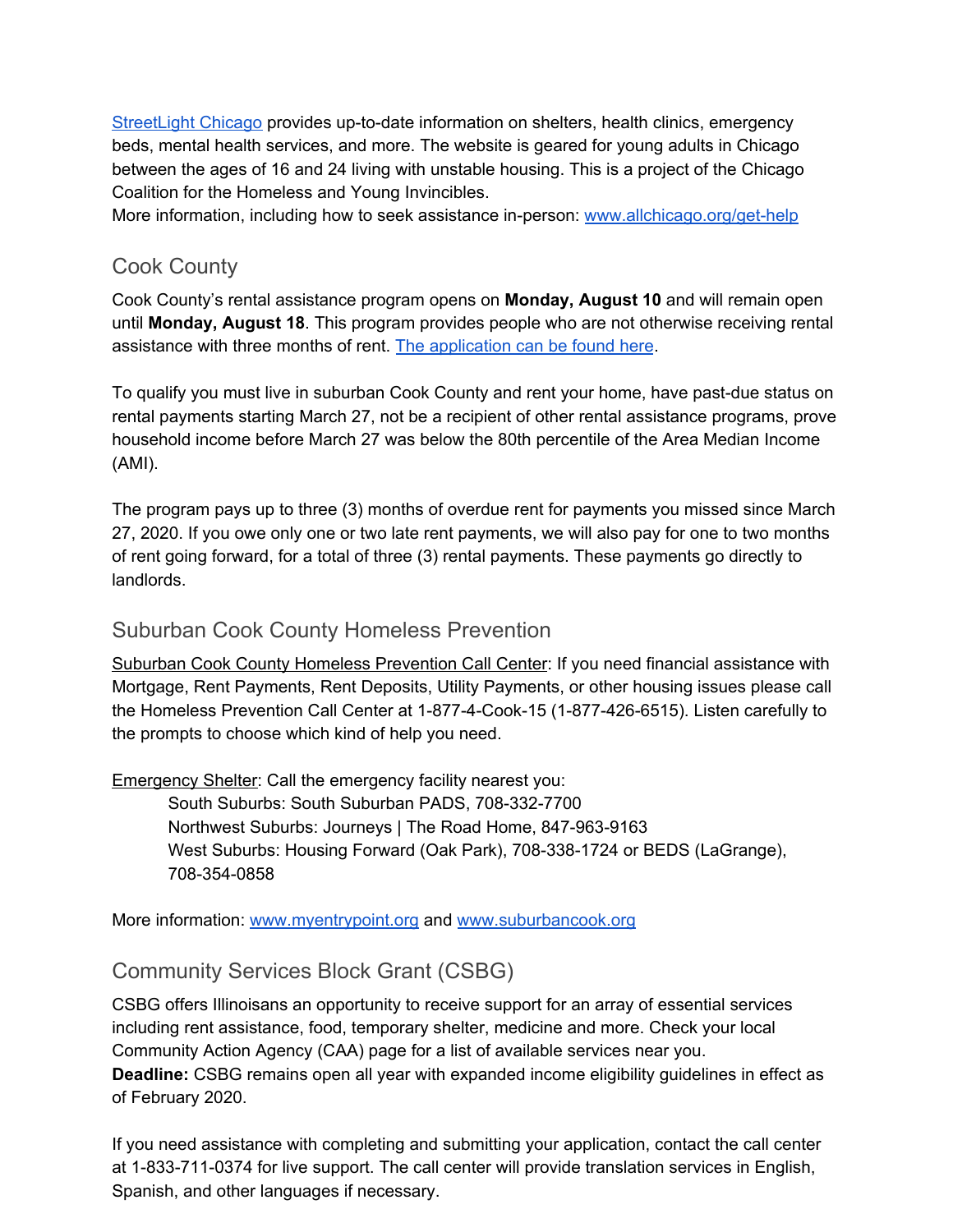[StreetLight Chicago](#) provides up-to-date information on shelters, health clinics, emergency beds, mental health services, and more. The website is geared for young adults in Chicago between the ages of 16 and 24 living with unstable housing. This is a project of the Chicago Coalition for the Homeless and Young Invincibles.
More information, including how to seek assistance in-person: [www.allchicago.org/get-help](http://www.allchicago.org/get-help)

## Cook County

Cook County's rental assistance program opens on **Monday, August 10** and will remain open until **Monday, August 18**. This program provides people who are not otherwise receiving rental assistance with three months of rent. [The application can be found here](#).

To qualify you must live in suburban Cook County and rent your home, have past-due status on rental payments starting March 27, not be a recipient of other rental assistance programs, prove household income before March 27 was below the 80th percentile of the Area Median Income (AMI).

The program pays up to three (3) months of overdue rent for payments you missed since March 27, 2020. If you owe only one or two late rent payments, we will also pay for one to two months of rent going forward, for a total of three (3) rental payments. These payments go directly to landlords.

## Suburban Cook County Homeless Prevention

Suburban Cook County Homeless Prevention Call Center: If you need financial assistance with Mortgage, Rent Payments, Rent Deposits, Utility Payments, or other housing issues please call the Homeless Prevention Call Center at 1-877-4-Cook-15 (1-877-426-6515). Listen carefully to the prompts to choose which kind of help you need.

Emergency Shelter: Call the emergency facility nearest you:

> South Suburbs: South Suburban PADS, 708-332-7700
> Northwest Suburbs: Journeys | The Road Home, 847-963-9163
> West Suburbs: Housing Forward (Oak Park), 708-338-1724 or BEDS (LaGrange), 708-354-0858

More information: [www.myentrypoint.org](http://www.myentrypoint.org) and [www.suburbancook.org](http://www.suburbancook.org)

## Community Services Block Grant (CSBG)

CSBG offers Illinoisans an opportunity to receive support for an array of essential services including rent assistance, food, temporary shelter, medicine and more. Check your local Community Action Agency (CAA) page for a list of available services near you.
**Deadline:** CSBG remains open all year with expanded income eligibility guidelines in effect as of February 2020.

If you need assistance with completing and submitting your application, contact the call center at 1-833-711-0374 for live support. The call center will provide translation services in English, Spanish, and other languages if necessary.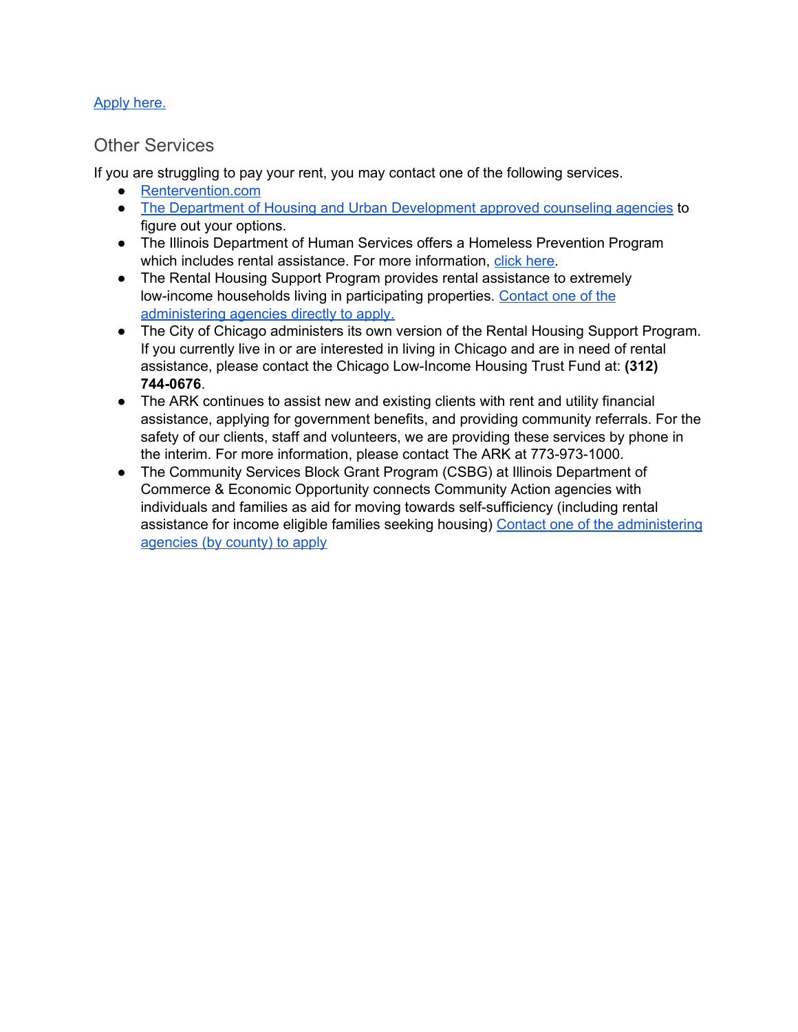Apply here.

## Other Services

If you are struggling to pay your rent, you may contact one of the following services.

- Rentervention.com
- The Department of Housing and Urban Development approved counseling agencies to figure out your options.
- The Illinois Department of Human Services offers a Homeless Prevention Program which includes rental assistance. For more information, click here.
- The Rental Housing Support Program provides rental assistance to extremely low-income households living in participating properties. Contact one of the administering agencies directly to apply.
- The City of Chicago administers its own version of the Rental Housing Support Program. If you currently live in or are interested in living in Chicago and are in need of rental assistance, please contact the Chicago Low-Income Housing Trust Fund at: **(312) 744-0676**.
- The ARK continues to assist new and existing clients with rent and utility financial assistance, applying for government benefits, and providing community referrals. For the safety of our clients, staff and volunteers, we are providing these services by phone in the interim. For more information, please contact The ARK at 773-973-1000.
- The Community Services Block Grant Program (CSBG) at Illinois Department of Commerce & Economic Opportunity connects Community Action agencies with individuals and families as aid for moving towards self-sufficiency (including rental assistance for income eligible families seeking housing) Contact one of the administering agencies (by county) to apply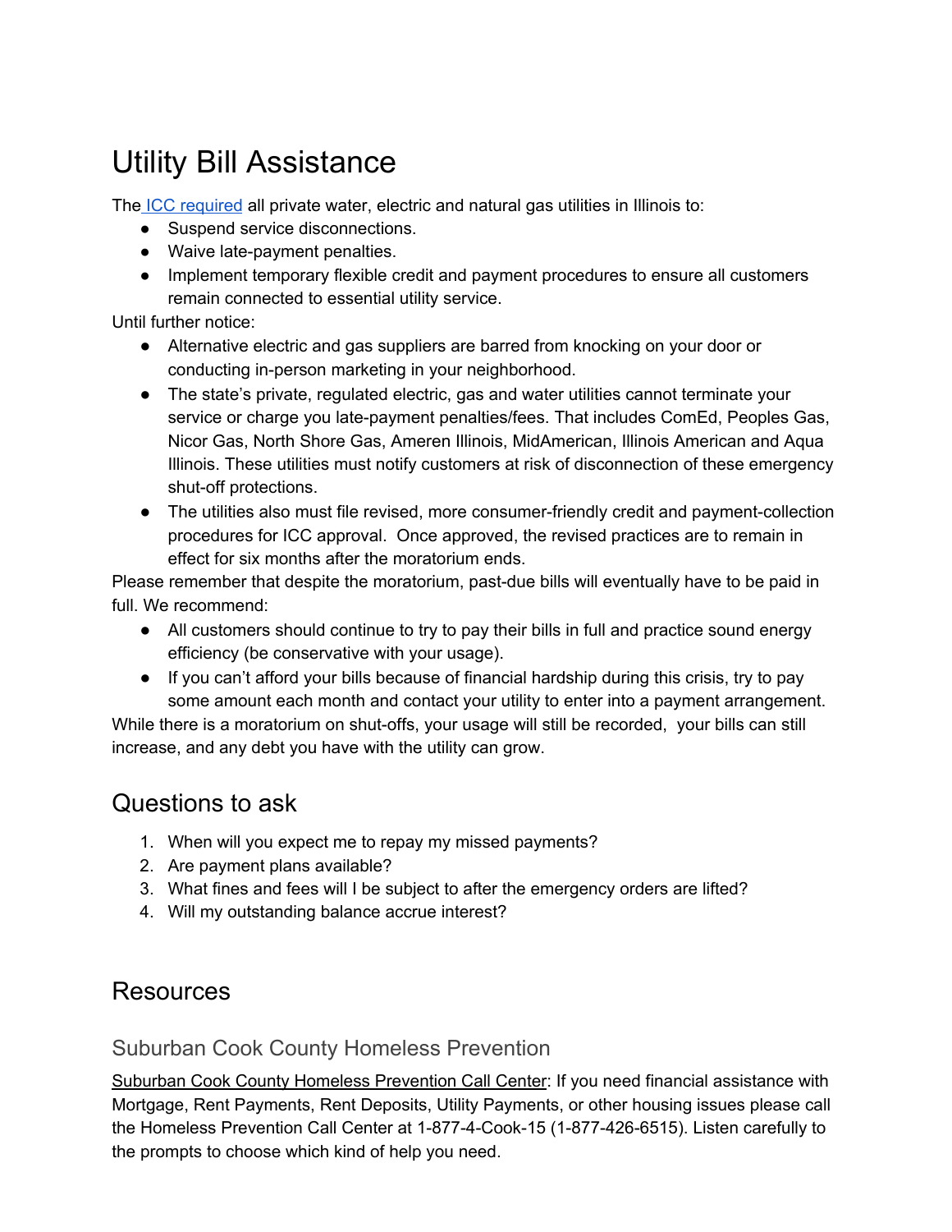# Utility Bill Assistance

The ICC required all private water, electric and natural gas utilities in Illinois to:

- Suspend service disconnections.
- Waive late-payment penalties.
- Implement temporary flexible credit and payment procedures to ensure all customers remain connected to essential utility service.

Until further notice:

- Alternative electric and gas suppliers are barred from knocking on your door or conducting in-person marketing in your neighborhood.
- The state's private, regulated electric, gas and water utilities cannot terminate your service or charge you late-payment penalties/fees. That includes ComEd, Peoples Gas, Nicor Gas, North Shore Gas, Ameren Illinois, MidAmerican, Illinois American and Aqua Illinois. These utilities must notify customers at risk of disconnection of these emergency shut-off protections.
- The utilities also must file revised, more consumer-friendly credit and payment-collection procedures for ICC approval. Once approved, the revised practices are to remain in effect for six months after the moratorium ends.

Please remember that despite the moratorium, past-due bills will eventually have to be paid in full. We recommend:

- All customers should continue to try to pay their bills in full and practice sound energy efficiency (be conservative with your usage).
- If you can't afford your bills because of financial hardship during this crisis, try to pay some amount each month and contact your utility to enter into a payment arrangement.

While there is a moratorium on shut-offs, your usage will still be recorded, your bills can still increase, and any debt you have with the utility can grow.

## Questions to ask

1. When will you expect me to repay my missed payments?
2. Are payment plans available?
3. What fines and fees will I be subject to after the emergency orders are lifted?
4. Will my outstanding balance accrue interest?

## Resources

### Suburban Cook County Homeless Prevention

Suburban Cook County Homeless Prevention Call Center: If you need financial assistance with Mortgage, Rent Payments, Rent Deposits, Utility Payments, or other housing issues please call the Homeless Prevention Call Center at 1-877-4-Cook-15 (1-877-426-6515). Listen carefully to the prompts to choose which kind of help you need.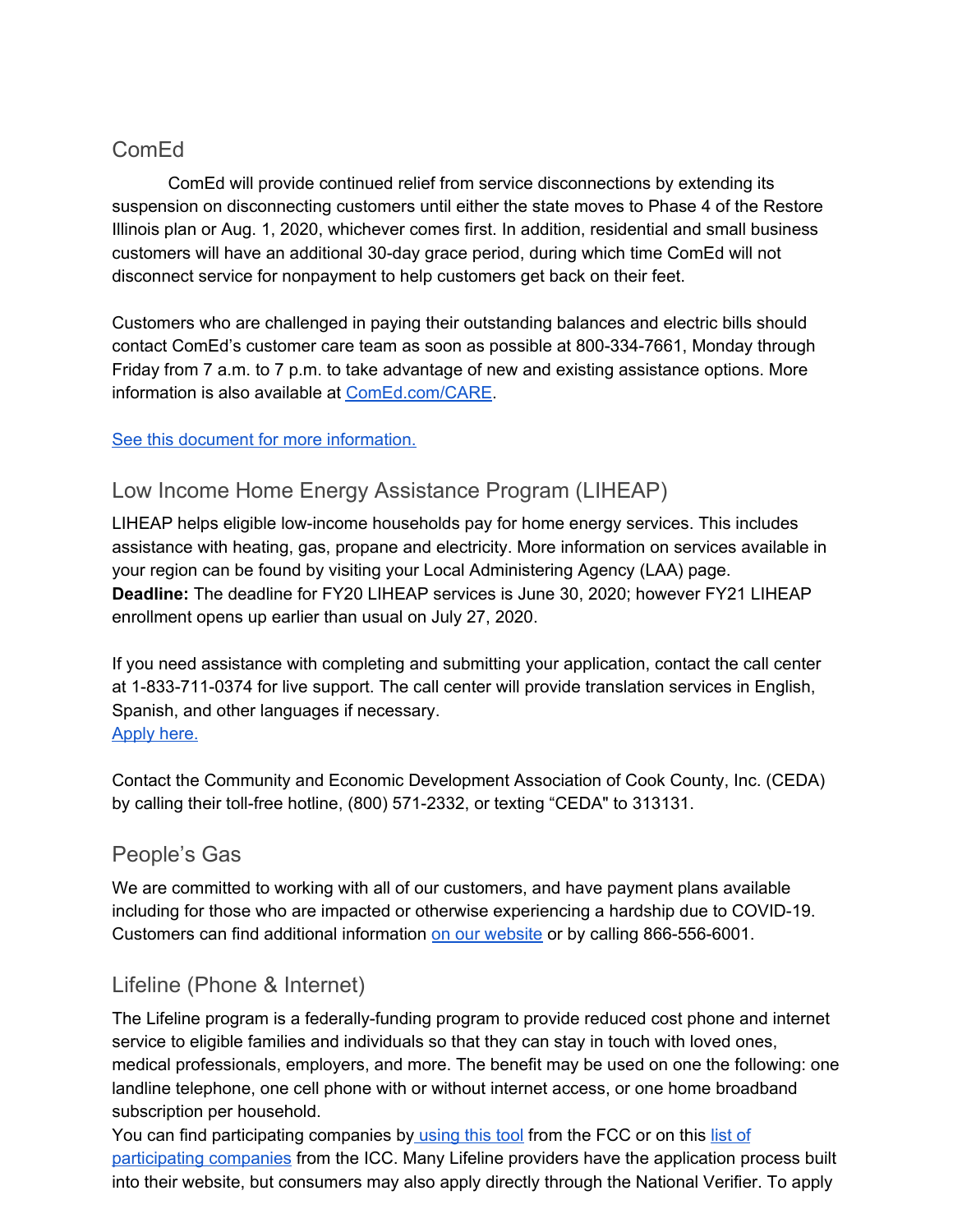## ComEd

ComEd will provide continued relief from service disconnections by extending its suspension on disconnecting customers until either the state moves to Phase 4 of the Restore Illinois plan or Aug. 1, 2020, whichever comes first. In addition, residential and small business customers will have an additional 30-day grace period, during which time ComEd will not disconnect service for nonpayment to help customers get back on their feet.

Customers who are challenged in paying their outstanding balances and electric bills should contact ComEd's customer care team as soon as possible at 800-334-7661, Monday through Friday from 7 a.m. to 7 p.m. to take advantage of new and existing assistance options. More information is also available at ComEd.com/CARE.

See this document for more information.

## Low Income Home Energy Assistance Program (LIHEAP)

LIHEAP helps eligible low-income households pay for home energy services. This includes assistance with heating, gas, propane and electricity. More information on services available in your region can be found by visiting your Local Administering Agency (LAA) page.
**Deadline:** The deadline for FY20 LIHEAP services is June 30, 2020; however FY21 LIHEAP enrollment opens up earlier than usual on July 27, 2020.

If you need assistance with completing and submitting your application, contact the call center at 1-833-711-0374 for live support. The call center will provide translation services in English, Spanish, and other languages if necessary.
Apply here.

Contact the Community and Economic Development Association of Cook County, Inc. (CEDA) by calling their toll-free hotline, (800) 571-2332, or texting "CEDA" to 313131.

## People's Gas

We are committed to working with all of our customers, and have payment plans available including for those who are impacted or otherwise experiencing a hardship due to COVID-19. Customers can find additional information on our website or by calling 866-556-6001.

## Lifeline (Phone & Internet)

The Lifeline program is a federally-funding program to provide reduced cost phone and internet service to eligible families and individuals so that they can stay in touch with loved ones, medical professionals, employers, and more. The benefit may be used on one the following: one landline telephone, one cell phone with or without internet access, or one home broadband subscription per household.
You can find participating companies by using this tool from the FCC or on this list of participating companies from the ICC. Many Lifeline providers have the application process built into their website, but consumers may also apply directly through the National Verifier. To apply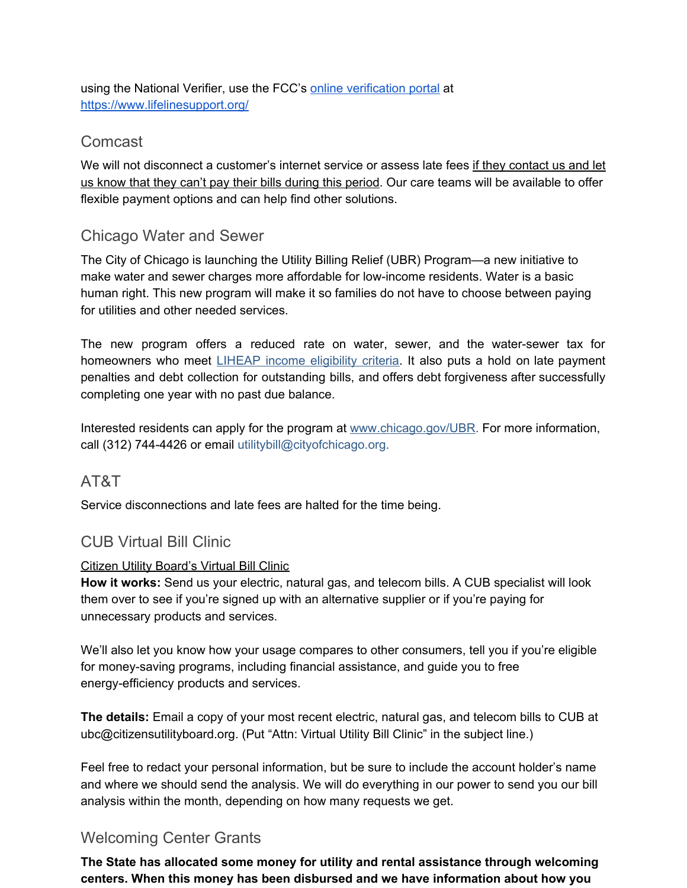using the National Verifier, use the FCC's [online verification portal](https://www.lifelinesupport.org/) at https://www.lifelinesupport.org/

## Comcast

We will not disconnect a customer's internet service or assess late fees if they contact us and let us know that they can't pay their bills during this period. Our care teams will be available to offer flexible payment options and can help find other solutions.

## Chicago Water and Sewer

The City of Chicago is launching the Utility Billing Relief (UBR) Program—a new initiative to make water and sewer charges more affordable for low-income residents. Water is a basic human right. This new program will make it so families do not have to choose between paying for utilities and other needed services.

The new program offers a reduced rate on water, sewer, and the water-sewer tax for homeowners who meet LIHEAP income eligibility criteria. It also puts a hold on late payment penalties and debt collection for outstanding bills, and offers debt forgiveness after successfully completing one year with no past due balance.

Interested residents can apply for the program at www.chicago.gov/UBR. For more information, call (312) 744-4426 or email utilitybill@cityofchicago.org.

## AT&T

Service disconnections and late fees are halted for the time being.

## CUB Virtual Bill Clinic

Citizen Utility Board's Virtual Bill Clinic

**How it works:** Send us your electric, natural gas, and telecom bills. A CUB specialist will look them over to see if you're signed up with an alternative supplier or if you're paying for unnecessary products and services.

We'll also let you know how your usage compares to other consumers, tell you if you're eligible for money-saving programs, including financial assistance, and guide you to free energy-efficiency products and services.

**The details:** Email a copy of your most recent electric, natural gas, and telecom bills to CUB at ubc@citizensutilityboard.org. (Put "Attn: Virtual Utility Bill Clinic" in the subject line.)

Feel free to redact your personal information, but be sure to include the account holder's name and where we should send the analysis. We will do everything in our power to send you our bill analysis within the month, depending on how many requests we get.

## Welcoming Center Grants

**The State has allocated some money for utility and rental assistance through welcoming centers. When this money has been disbursed and we have information about how you**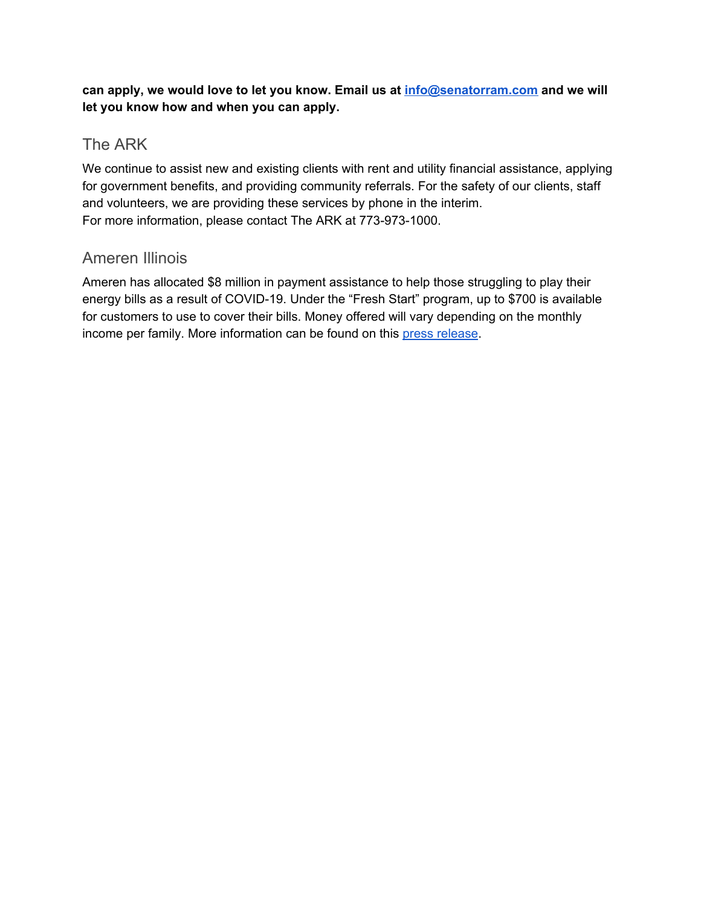**can apply, we would love to let you know. Email us at info@senatorram.com and we will let you know how and when you can apply.**

## The ARK

We continue to assist new and existing clients with rent and utility financial assistance, applying for government benefits, and providing community referrals. For the safety of our clients, staff and volunteers, we are providing these services by phone in the interim.
For more information, please contact The ARK at 773-973-1000.

## Ameren Illinois

Ameren has allocated $8 million in payment assistance to help those struggling to play their energy bills as a result of COVID-19. Under the “Fresh Start” program, up to $700 is available for customers to use to cover their bills. Money offered will vary depending on the monthly income per family. More information can be found on this press release.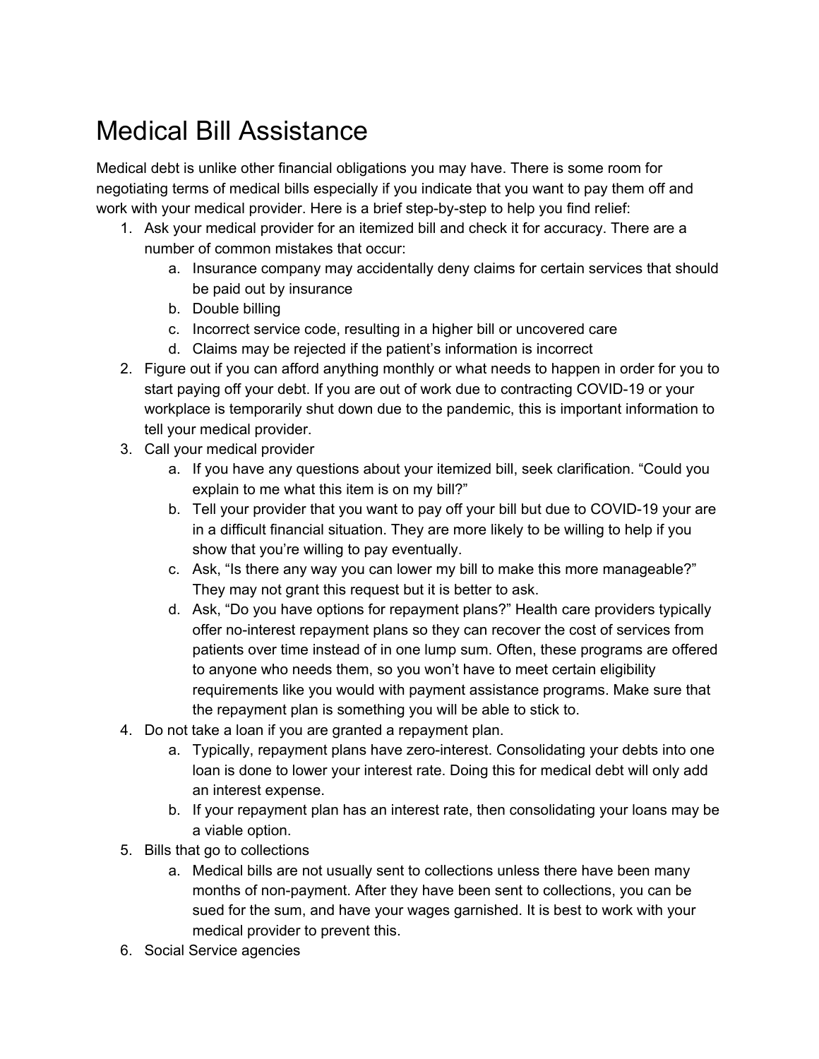# Medical Bill Assistance

Medical debt is unlike other financial obligations you may have. There is some room for negotiating terms of medical bills especially if you indicate that you want to pay them off and work with your medical provider. Here is a brief step-by-step to help you find relief:

1. Ask your medical provider for an itemized bill and check it for accuracy. There are a number of common mistakes that occur:
    a. Insurance company may accidentally deny claims for certain services that should be paid out by insurance
    b. Double billing
    c. Incorrect service code, resulting in a higher bill or uncovered care
    d. Claims may be rejected if the patient's information is incorrect
2. Figure out if you can afford anything monthly or what needs to happen in order for you to start paying off your debt. If you are out of work due to contracting COVID-19 or your workplace is temporarily shut down due to the pandemic, this is important information to tell your medical provider.
3. Call your medical provider
    a. If you have any questions about your itemized bill, seek clarification. "Could you explain to me what this item is on my bill?"
    b. Tell your provider that you want to pay off your bill but due to COVID-19 your are in a difficult financial situation. They are more likely to be willing to help if you show that you're willing to pay eventually.
    c. Ask, "Is there any way you can lower my bill to make this more manageable?" They may not grant this request but it is better to ask.
    d. Ask, "Do you have options for repayment plans?" Health care providers typically offer no-interest repayment plans so they can recover the cost of services from patients over time instead of in one lump sum. Often, these programs are offered to anyone who needs them, so you won't have to meet certain eligibility requirements like you would with payment assistance programs. Make sure that the repayment plan is something you will be able to stick to.
4. Do not take a loan if you are granted a repayment plan.
    a. Typically, repayment plans have zero-interest. Consolidating your debts into one loan is done to lower your interest rate. Doing this for medical debt will only add an interest expense.
    b. If your repayment plan has an interest rate, then consolidating your loans may be a viable option.
5. Bills that go to collections
    a. Medical bills are not usually sent to collections unless there have been many months of non-payment. After they have been sent to collections, you can be sued for the sum, and have your wages garnished. It is best to work with your medical provider to prevent this.
6. Social Service agencies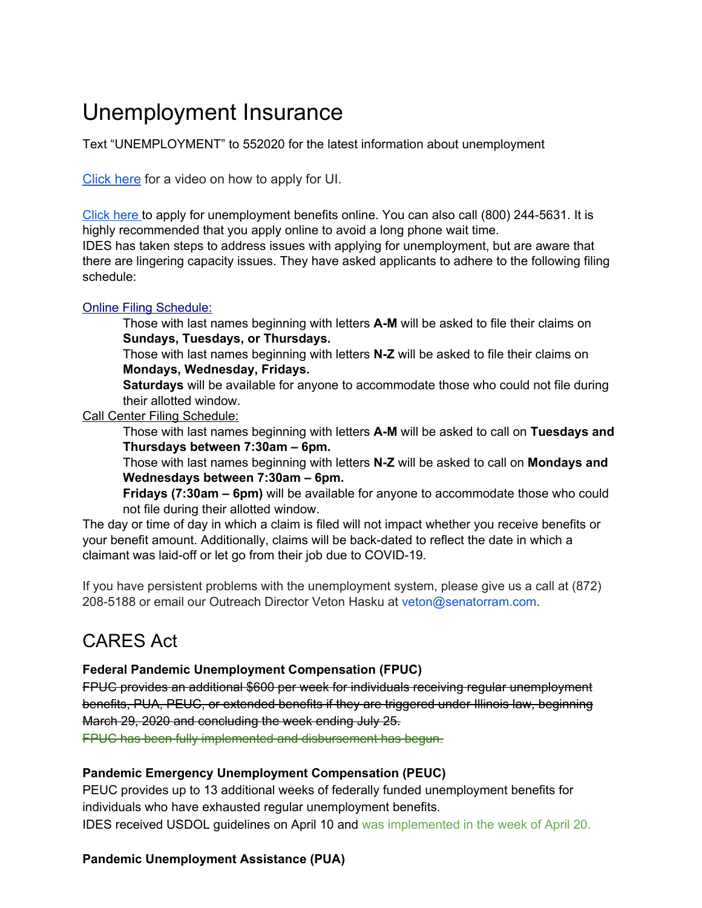# Unemployment Insurance

Text "UNEMPLOYMENT" to 552020 for the latest information about unemployment

[Click here](#) for a video on how to apply for UI.

[Click here](#) to apply for unemployment benefits online. You can also call (800) 244-5631. It is highly recommended that you apply online to avoid a long phone wait time.
IDES has taken steps to address issues with applying for unemployment, but are aware that there are lingering capacity issues. They have asked applicants to adhere to the following filing schedule:

[Online Filing Schedule:](#)

- Those with last names beginning with letters **A-M** will be asked to file their claims on **Sundays, Tuesdays, or Thursdays.**
- Those with last names beginning with letters **N-Z** will be asked to file their claims on **Mondays, Wednesday, Fridays.**
- **Saturdays** will be available for anyone to accommodate those who could not file during their allotted window.

Call Center Filing Schedule:

- Those with last names beginning with letters **A-M** will be asked to call on **Tuesdays and Thursdays between 7:30am – 6pm.**
- Those with last names beginning with letters **N-Z** will be asked to call on **Mondays and Wednesdays between 7:30am – 6pm.**
- **Fridays (7:30am – 6pm)** will be available for anyone to accommodate those who could not file during their allotted window.

The day or time of day in which a claim is filed will not impact whether you receive benefits or your benefit amount. Additionally, claims will be back-dated to reflect the date in which a claimant was laid-off or let go from their job due to COVID-19.

If you have persistent problems with the unemployment system, please give us a call at (872) 208-5188 or email our Outreach Director Veton Hasku at veton@senatorram.com.

# CARES Act

### Federal Pandemic Unemployment Compensation (FPUC)

~~FPUC provides an additional $600 per week for individuals receiving regular unemployment benefits, PUA, PEUC, or extended benefits if they are triggered under Illinois law, beginning March 29, 2020 and concluding the week ending July 25.~~
~~FPUC has been fully implemented and disbursement has begun.~~

### Pandemic Emergency Unemployment Compensation (PEUC)

PEUC provides up to 13 additional weeks of federally funded unemployment benefits for individuals who have exhausted regular unemployment benefits.
IDES received USDOL guidelines on April 10 and was implemented in the week of April 20.

### Pandemic Unemployment Assistance (PUA)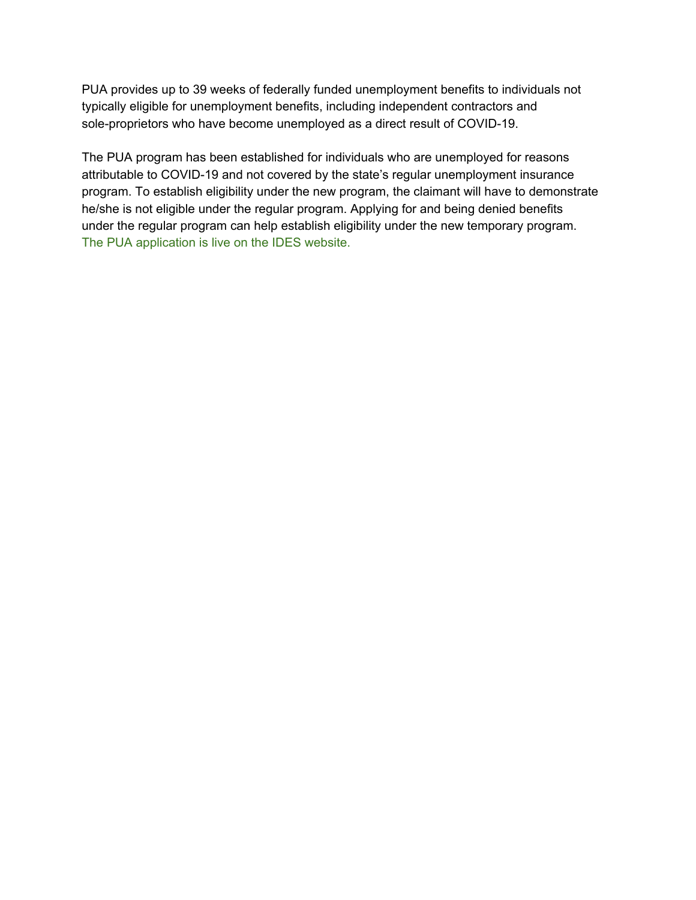PUA provides up to 39 weeks of federally funded unemployment benefits to individuals not typically eligible for unemployment benefits, including independent contractors and sole-proprietors who have become unemployed as a direct result of COVID-19.

The PUA program has been established for individuals who are unemployed for reasons attributable to COVID-19 and not covered by the state's regular unemployment insurance program. To establish eligibility under the new program, the claimant will have to demonstrate he/she is not eligible under the regular program. Applying for and being denied benefits under the regular program can help establish eligibility under the new temporary program. The PUA application is live on the IDES website.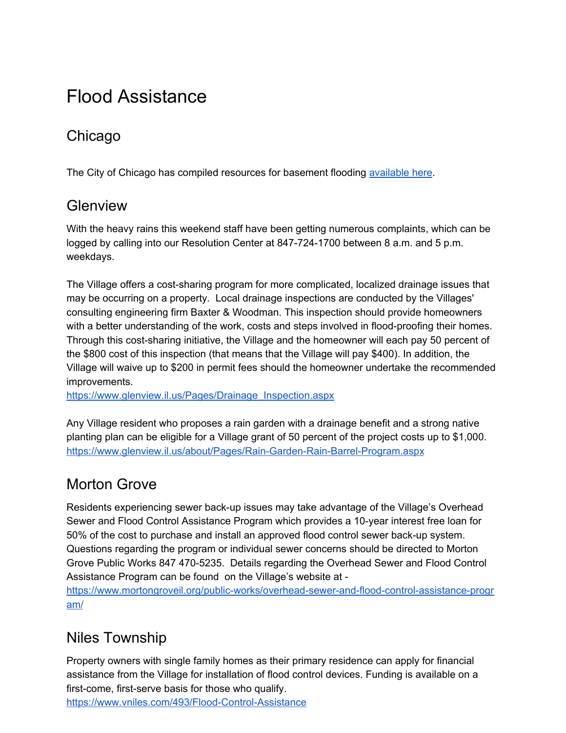# Flood Assistance

## Chicago

The City of Chicago has compiled resources for basement flooding [available here](#).

## Glenview

With the heavy rains this weekend staff have been getting numerous complaints, which can be logged by calling into our Resolution Center at 847-724-1700 between 8 a.m. and 5 p.m. weekdays.

The Village offers a cost-sharing program for more complicated, localized drainage issues that may be occurring on a property. Local drainage inspections are conducted by the Villages' consulting engineering firm Baxter & Woodman. This inspection should provide homeowners with a better understanding of the work, costs and steps involved in flood-proofing their homes. Through this cost-sharing initiative, the Village and the homeowner will each pay 50 percent of the $800 cost of this inspection (that means that the Village will pay $400). In addition, the Village will waive up to $200 in permit fees should the homeowner undertake the recommended improvements.
https://www.glenview.il.us/Pages/Drainage_Inspection.aspx

Any Village resident who proposes a rain garden with a drainage benefit and a strong native planting plan can be eligible for a Village grant of 50 percent of the project costs up to $1,000.
https://www.glenview.il.us/about/Pages/Rain-Garden-Rain-Barrel-Program.aspx

## Morton Grove

Residents experiencing sewer back-up issues may take advantage of the Village's Overhead Sewer and Flood Control Assistance Program which provides a 10-year interest free loan for 50% of the cost to purchase and install an approved flood control sewer back-up system. Questions regarding the program or individual sewer concerns should be directed to Morton Grove Public Works 847 470-5235. Details regarding the Overhead Sewer and Flood Control Assistance Program can be found on the Village's website at -
https://www.mortongroveil.org/public-works/overhead-sewer-and-flood-control-assistance-program/

## Niles Township

Property owners with single family homes as their primary residence can apply for financial assistance from the Village for installation of flood control devices. Funding is available on a first-come, first-serve basis for those who qualify.
https://www.vniles.com/493/Flood-Control-Assistance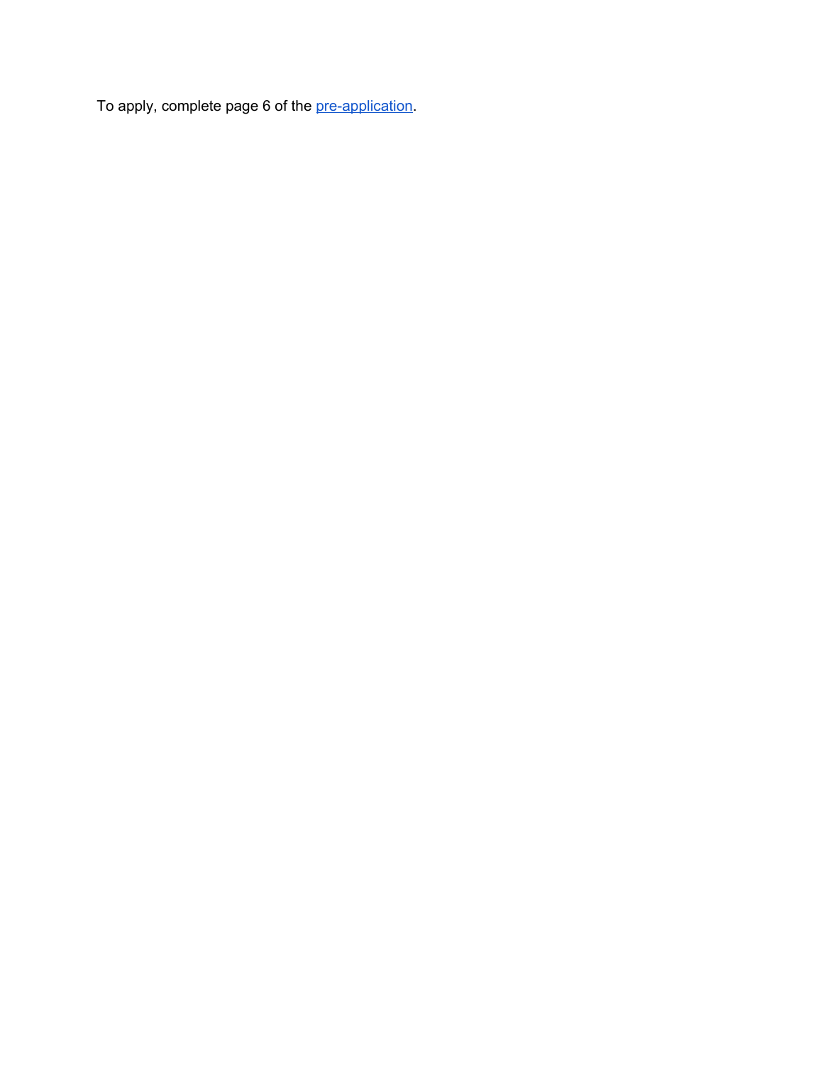To apply, complete page 6 of the pre-application.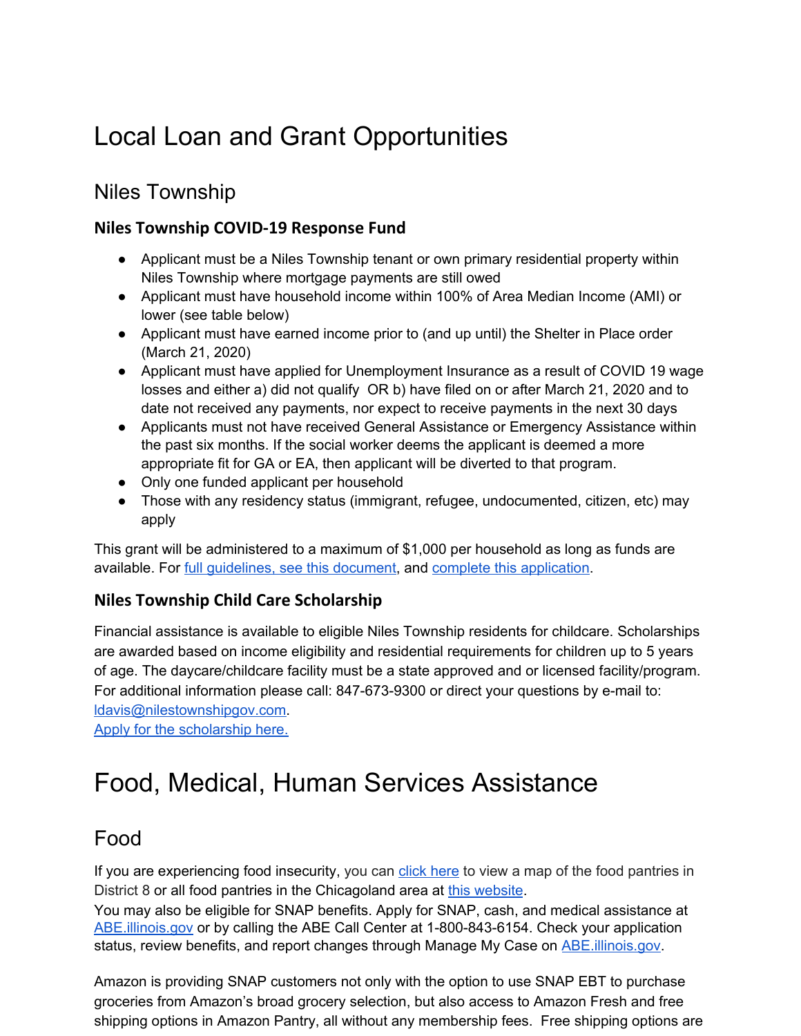# Local Loan and Grant Opportunities

## Niles Township

### Niles Township COVID-19 Response Fund

- Applicant must be a Niles Township tenant or own primary residential property within Niles Township where mortgage payments are still owed
- Applicant must have household income within 100% of Area Median Income (AMI) or lower (see table below)
- Applicant must have earned income prior to (and up until) the Shelter in Place order (March 21, 2020)
- Applicant must have applied for Unemployment Insurance as a result of COVID 19 wage losses and either a) did not qualify OR b) have filed on or after March 21, 2020 and to date not received any payments, nor expect to receive payments in the next 30 days
- Applicants must not have received General Assistance or Emergency Assistance within the past six months. If the social worker deems the applicant is deemed a more appropriate fit for GA or EA, then applicant will be diverted to that program.
- Only one funded applicant per household
- Those with any residency status (immigrant, refugee, undocumented, citizen, etc) may apply

This grant will be administered to a maximum of $1,000 per household as long as funds are available. For full guidelines, see this document, and complete this application.

### Niles Township Child Care Scholarship

Financial assistance is available to eligible Niles Township residents for childcare. Scholarships are awarded based on income eligibility and residential requirements for children up to 5 years of age. The daycare/childcare facility must be a state approved and or licensed facility/program. For additional information please call: 847-673-9300 or direct your questions by e-mail to: ldavis@nilestownshipgov.com.
Apply for the scholarship here.

# Food, Medical, Human Services Assistance

## Food

If you are experiencing food insecurity, you can click here to view a map of the food pantries in District 8 or all food pantries in the Chicagoland area at this website.
You may also be eligible for SNAP benefits. Apply for SNAP, cash, and medical assistance at ABE.illinois.gov or by calling the ABE Call Center at 1-800-843-6154. Check your application status, review benefits, and report changes through Manage My Case on ABE.illinois.gov.

Amazon is providing SNAP customers not only with the option to use SNAP EBT to purchase groceries from Amazon's broad grocery selection, but also access to Amazon Fresh and free shipping options in Amazon Pantry, all without any membership fees. Free shipping options are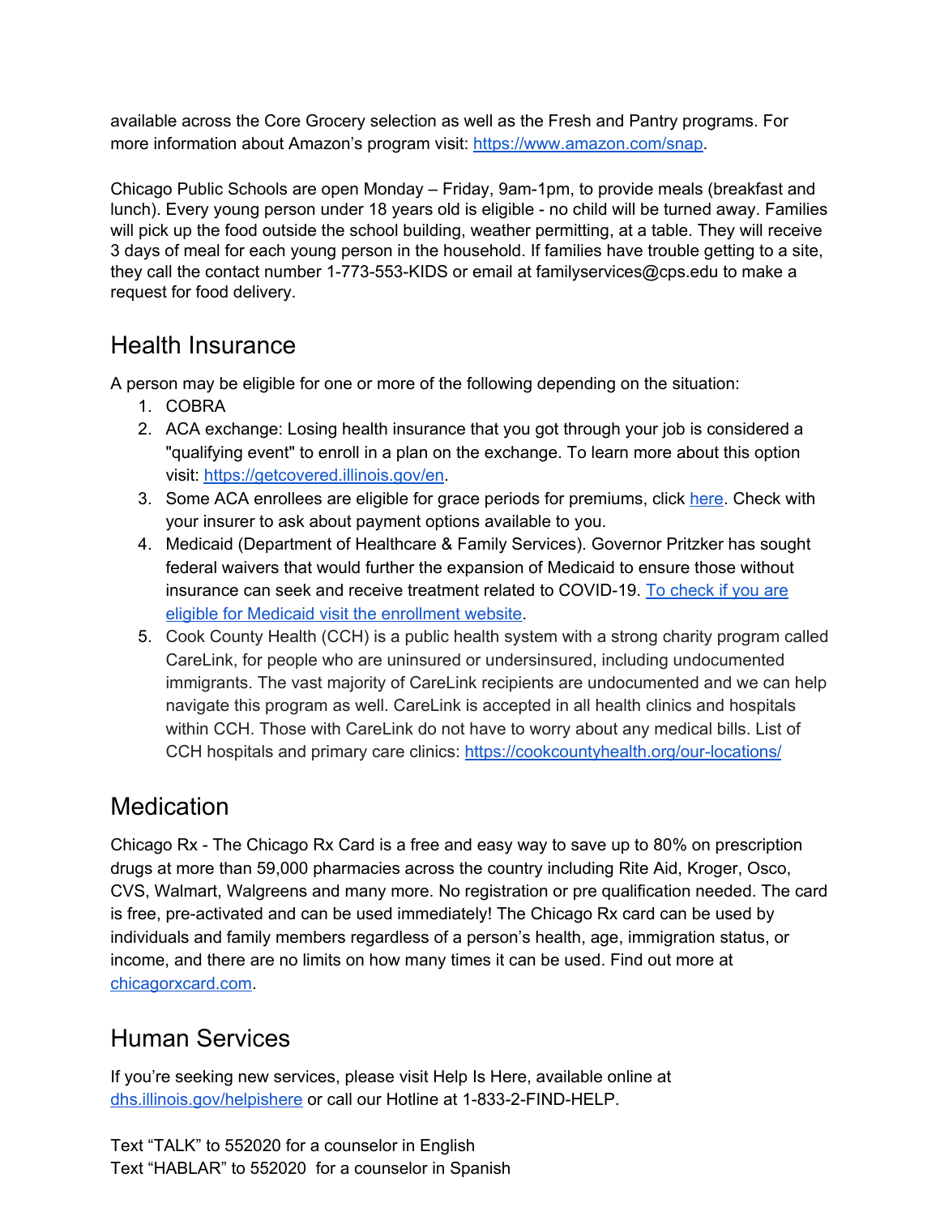available across the Core Grocery selection as well as the Fresh and Pantry programs. For more information about Amazon's program visit: [https://www.amazon.com/snap](https://www.amazon.com/snap).

Chicago Public Schools are open Monday – Friday, 9am-1pm, to provide meals (breakfast and lunch). Every young person under 18 years old is eligible - no child will be turned away. Families will pick up the food outside the school building, weather permitting, at a table. They will receive 3 days of meal for each young person in the household. If families have trouble getting to a site, they call the contact number 1-773-553-KIDS or email at familyservices@cps.edu to make a request for food delivery.

## Health Insurance

A person may be eligible for one or more of the following depending on the situation:

1. COBRA
2. ACA exchange: Losing health insurance that you got through your job is considered a "qualifying event" to enroll in a plan on the exchange. To learn more about this option visit: [https://getcovered.illinois.gov/en](https://getcovered.illinois.gov/en).
3. Some ACA enrollees are eligible for grace periods for premiums, click here. Check with your insurer to ask about payment options available to you.
4. Medicaid (Department of Healthcare & Family Services). Governor Pritzker has sought federal waivers that would further the expansion of Medicaid to ensure those without insurance can seek and receive treatment related to COVID-19. To check if you are eligible for Medicaid visit the enrollment website.
5. Cook County Health (CCH) is a public health system with a strong charity program called CareLink, for people who are uninsured or undersinsured, including undocumented immigrants. The vast majority of CareLink recipients are undocumented and we can help navigate this program as well. CareLink is accepted in all health clinics and hospitals within CCH. Those with CareLink do not have to worry about any medical bills. List of CCH hospitals and primary care clinics: [https://cookcountyhealth.org/our-locations/](https://cookcountyhealth.org/our-locations/)

## Medication

Chicago Rx - The Chicago Rx Card is a free and easy way to save up to 80% on prescription drugs at more than 59,000 pharmacies across the country including Rite Aid, Kroger, Osco, CVS, Walmart, Walgreens and many more. No registration or pre qualification needed. The card is free, pre-activated and can be used immediately! The Chicago Rx card can be used by individuals and family members regardless of a person's health, age, immigration status, or income, and there are no limits on how many times it can be used. Find out more at chicagorxcard.com.

## Human Services

If you're seeking new services, please visit Help Is Here, available online at dhs.illinois.gov/helpishere or call our Hotline at 1-833-2-FIND-HELP.

Text "TALK" to 552020 for a counselor in English
Text "HABLAR" to 552020 for a counselor in Spanish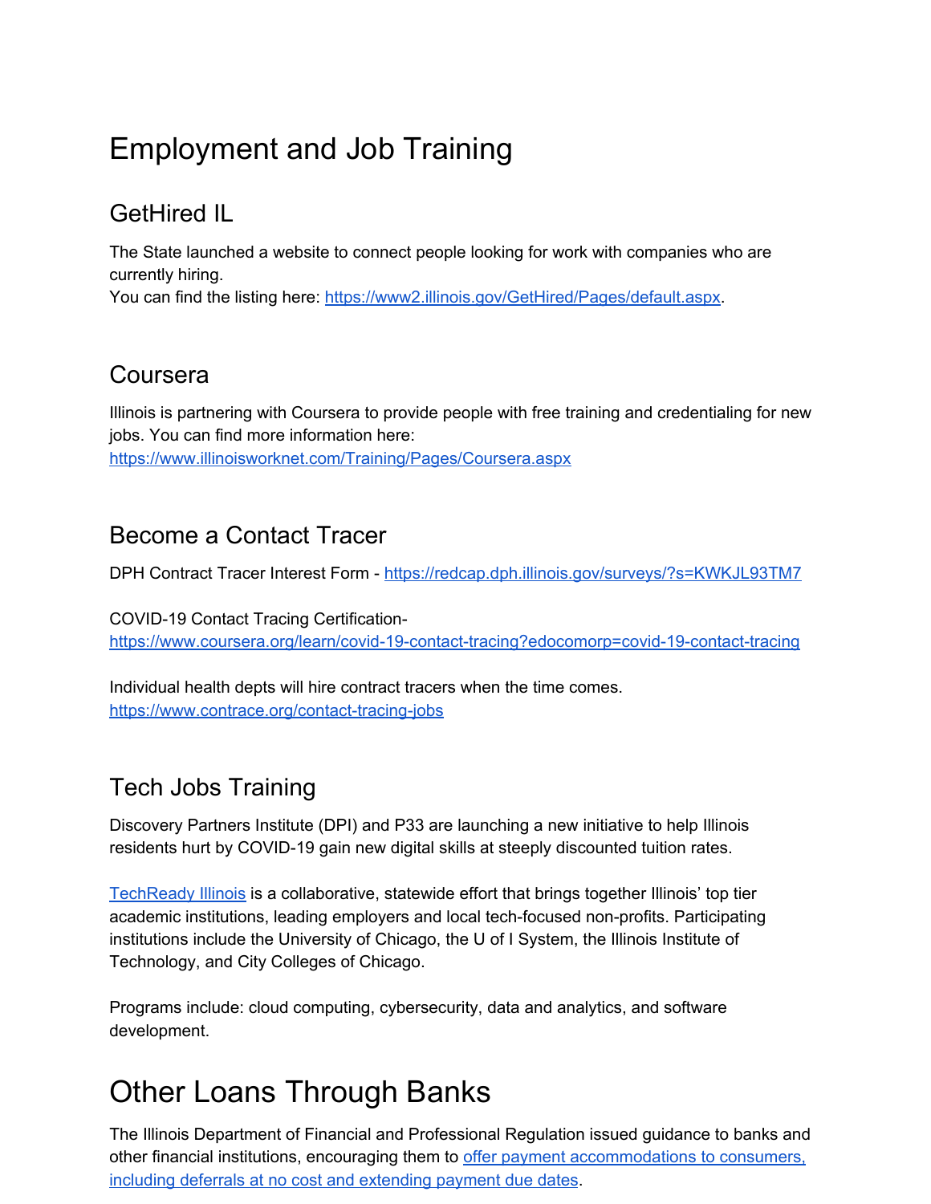# Employment and Job Training

## GetHired IL

The State launched a website to connect people looking for work with companies who are currently hiring.
You can find the listing here: https://www2.illinois.gov/GetHired/Pages/default.aspx.

## Coursera

Illinois is partnering with Coursera to provide people with free training and credentialing for new jobs. You can find more information here:
https://www.illinoisworknet.com/Training/Pages/Coursera.aspx

## Become a Contact Tracer

DPH Contract Tracer Interest Form - https://redcap.dph.illinois.gov/surveys/?s=KWKJL93TM7

COVID-19 Contact Tracing Certification-
https://www.coursera.org/learn/covid-19-contact-tracing?edocomorp=covid-19-contact-tracing

Individual health depts will hire contract tracers when the time comes.
https://www.contrace.org/contact-tracing-jobs

## Tech Jobs Training

Discovery Partners Institute (DPI) and P33 are launching a new initiative to help Illinois residents hurt by COVID-19 gain new digital skills at steeply discounted tuition rates.

[TechReady Illinois] is a collaborative, statewide effort that brings together Illinois' top tier academic institutions, leading employers and local tech-focused non-profits. Participating institutions include the University of Chicago, the U of I System, the Illinois Institute of Technology, and City Colleges of Chicago.

Programs include: cloud computing, cybersecurity, data and analytics, and software development.

# Other Loans Through Banks

The Illinois Department of Financial and Professional Regulation issued guidance to banks and other financial institutions, encouraging them to [offer payment accommodations to consumers, including deferrals at no cost and extending payment due dates].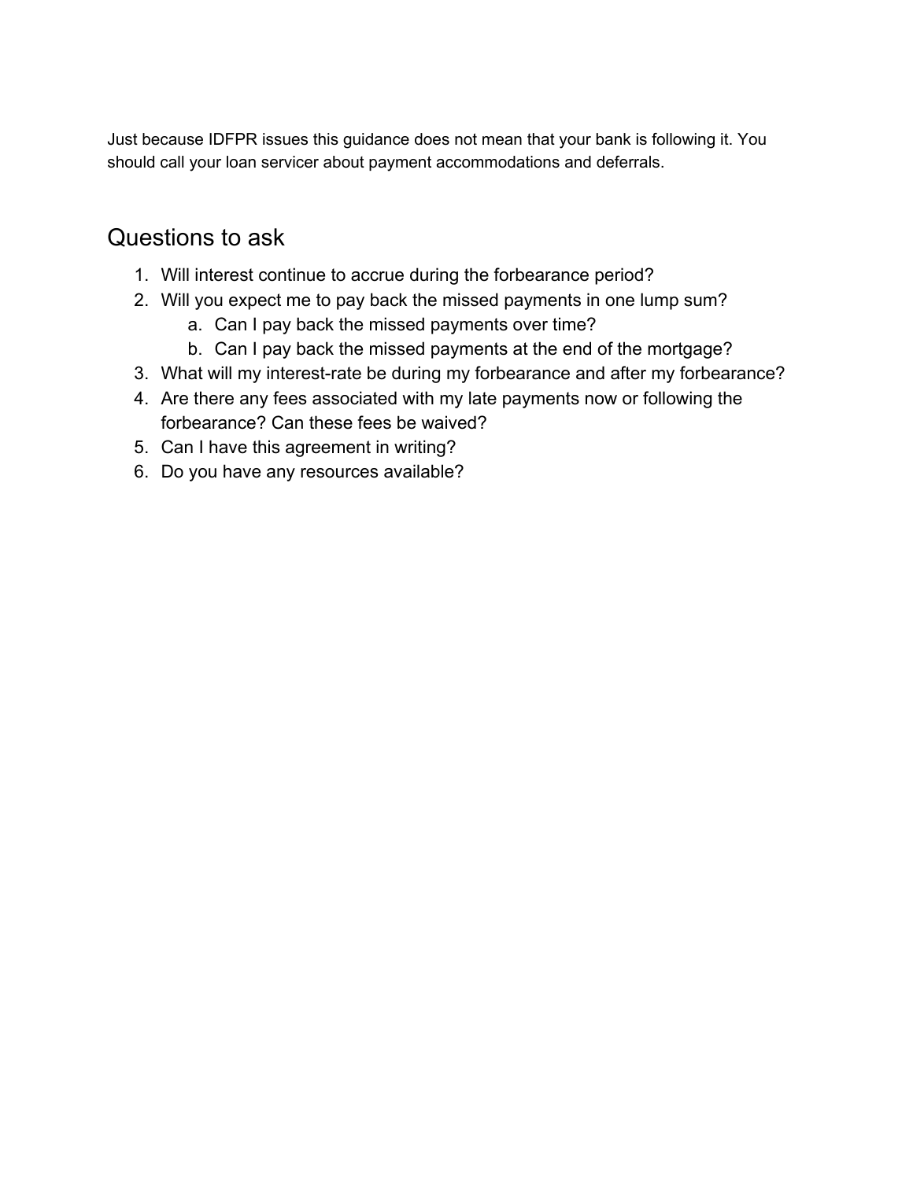Just because IDFPR issues this guidance does not mean that your bank is following it. You should call your loan servicer about payment accommodations and deferrals.

## Questions to ask

1. Will interest continue to accrue during the forbearance period?
2. Will you expect me to pay back the missed payments in one lump sum?
    a. Can I pay back the missed payments over time?
    b. Can I pay back the missed payments at the end of the mortgage?
3. What will my interest-rate be during my forbearance and after my forbearance?
4. Are there any fees associated with my late payments now or following the forbearance? Can these fees be waived?
5. Can I have this agreement in writing?
6. Do you have any resources available?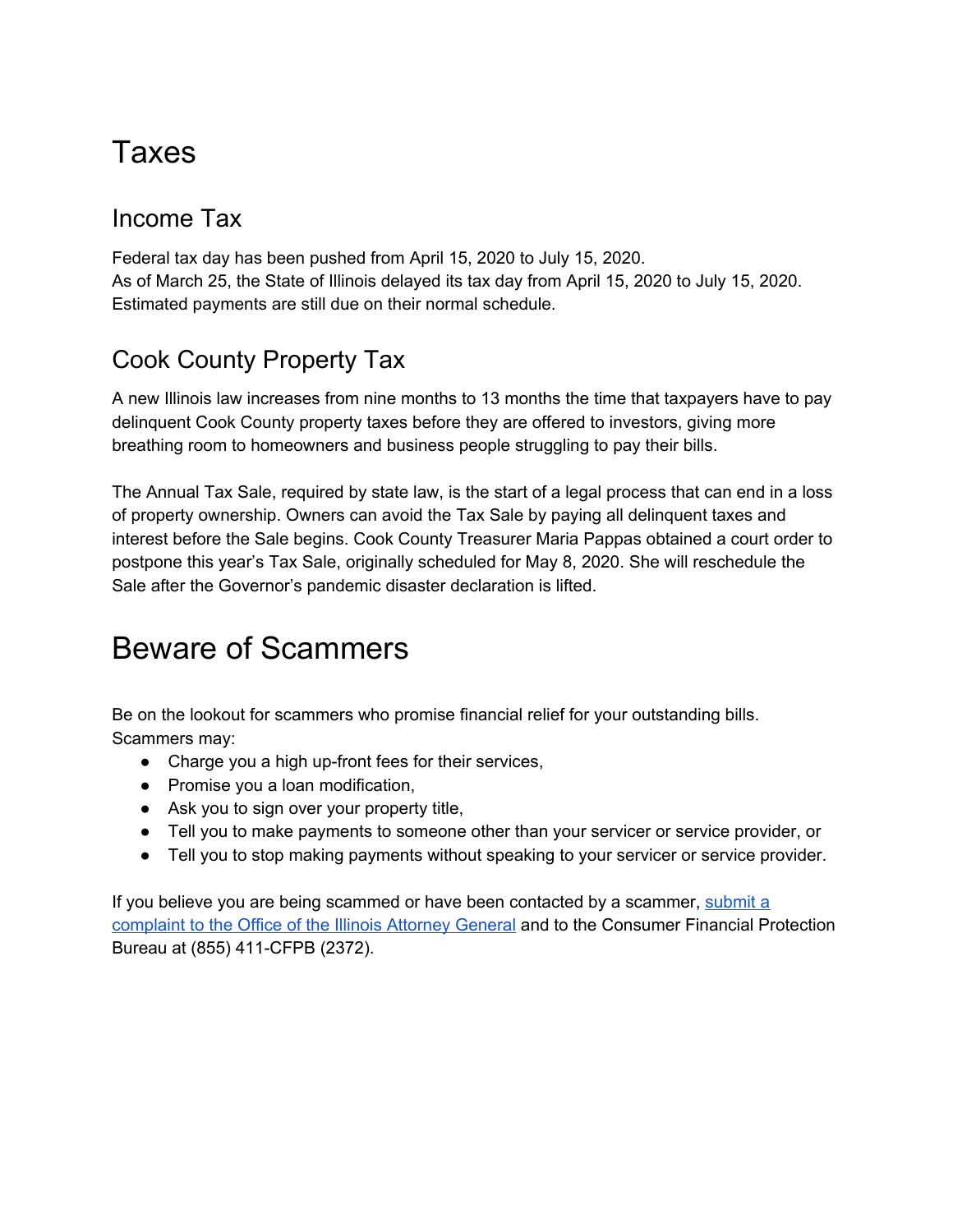# Taxes

## Income Tax

Federal tax day has been pushed from April 15, 2020 to July 15, 2020.
As of March 25, the State of Illinois delayed its tax day from April 15, 2020 to July 15, 2020. Estimated payments are still due on their normal schedule.

## Cook County Property Tax

A new Illinois law increases from nine months to 13 months the time that taxpayers have to pay delinquent Cook County property taxes before they are offered to investors, giving more breathing room to homeowners and business people struggling to pay their bills.

The Annual Tax Sale, required by state law, is the start of a legal process that can end in a loss of property ownership. Owners can avoid the Tax Sale by paying all delinquent taxes and interest before the Sale begins. Cook County Treasurer Maria Pappas obtained a court order to postpone this year's Tax Sale, originally scheduled for May 8, 2020. She will reschedule the Sale after the Governor's pandemic disaster declaration is lifted.

# Beware of Scammers

Be on the lookout for scammers who promise financial relief for your outstanding bills.
Scammers may:

- Charge you a high up-front fees for their services,
- Promise you a loan modification,
- Ask you to sign over your property title,
- Tell you to make payments to someone other than your servicer or service provider, or
- Tell you to stop making payments without speaking to your servicer or service provider.

If you believe you are being scammed or have been contacted by a scammer, submit a complaint to the Office of the Illinois Attorney General and to the Consumer Financial Protection Bureau at (855) 411-CFPB (2372).